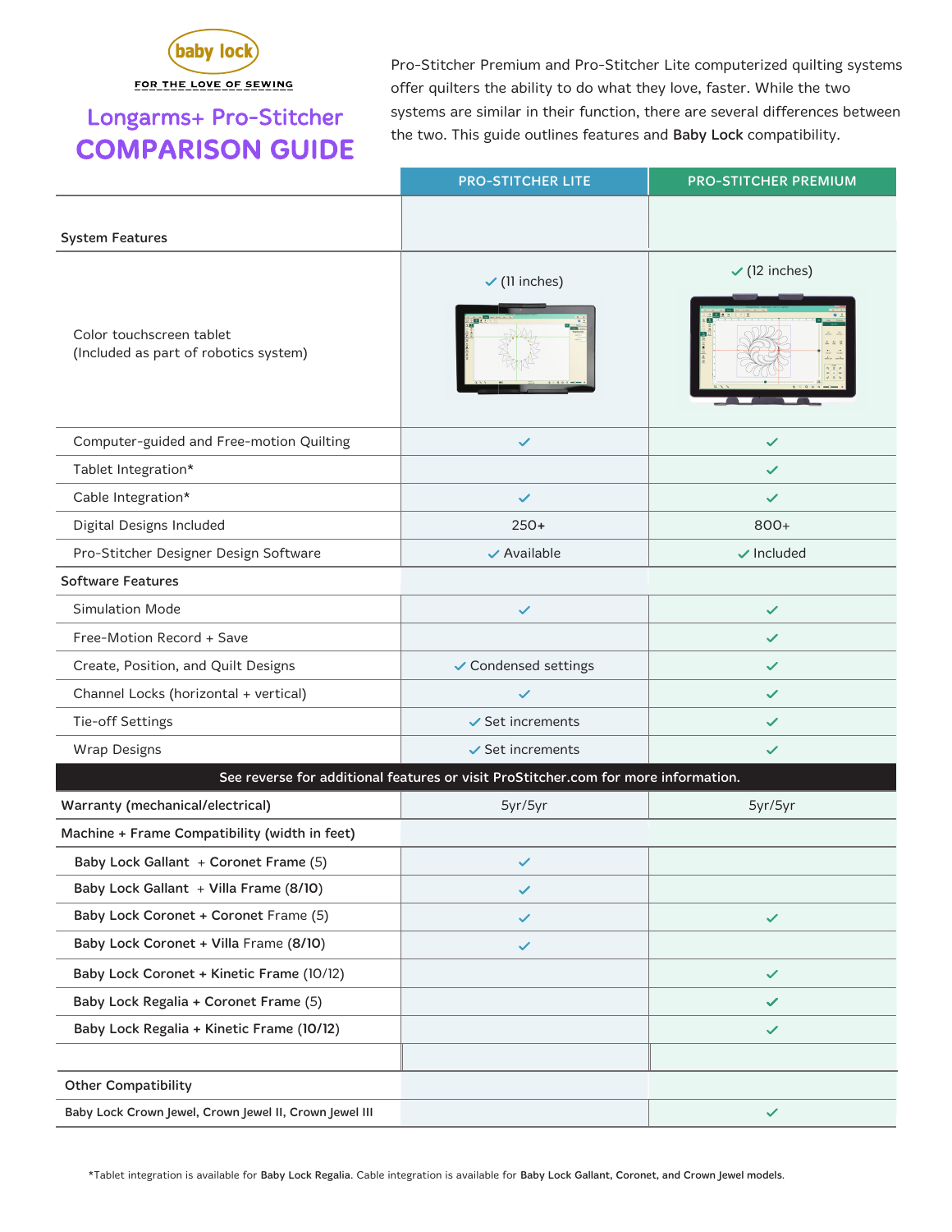baby lock

FOR THE LOVE OF SEWING

# Longarms+ Pro-Stitcher COMPARISON GUIDE

Pro-Stitcher Premium and Pro-Stitcher Lite computerized quilting systems offer quilters the ability to do what they love, faster. While the two systems are similar in their function, there are several differences between the two. This guide outlines features and **Baby Lock** compatibility.

| | PRO-STITCHER LITE | PRO-STITCHER PREMIUM |
|---|---|---|
| **System Features** | | |
| Color touchscreen tablet (Included as part of robotics system) | ✓ (11 inches) | ✓ (12 inches) |
| Computer-guided and Free-motion Quilting | ✓ | ✓ |
| Tablet Integration* | | ✓ |
| Cable Integration* | ✓ | ✓ |
| Digital Designs Included | 250+ | 800+ |
| Pro-Stitcher Designer Design Software | ✓ Available | ✓ Included |
| **Software Features** | | |
| Simulation Mode | ✓ | ✓ |
| Free-Motion Record + Save | | ✓ |
| Create, Position, and Quilt Designs | ✓ Condensed settings | ✓ |
| Channel Locks (horizontal + vertical) | ✓ | ✓ |
| Tie-off Settings | ✓ Set increments | ✓ |
| Wrap Designs | ✓ Set increments | ✓ |
| **See reverse for additional features or visit ProStitcher.com for more information.** | | |
| **Warranty (mechanical/electrical)** | 5yr/5yr | 5yr/5yr |
| **Machine + Frame Compatibility (width in feet)** | | |
| **Baby Lock Gallant + Coronet Frame** (5) | ✓ | |
| **Baby Lock Gallant + Villa Frame (8/10)** | ✓ | |
| **Baby Lock Coronet + Coronet** Frame (5) | ✓ | ✓ |
| **Baby Lock Coronet + Villa** Frame **(8/10)** | ✓ | |
| **Baby Lock Coronet + Kinetic Frame** (10/12) | | ✓ |
| **Baby Lock Regalia + Coronet Frame** (5) | | ✓ |
| **Baby Lock Regalia + Kinetic Frame (10/12)** | | ✓ |
| | | |
| **Other Compatibility** | | |
| **Baby Lock Crown Jewel, Crown Jewel II, Crown Jewel III** | | ✓ |

*Tablet integration is available for **Baby Lock Regalia**. Cable integration is available for **Baby Lock Gallant, Coronet, and Crown Jewel models**.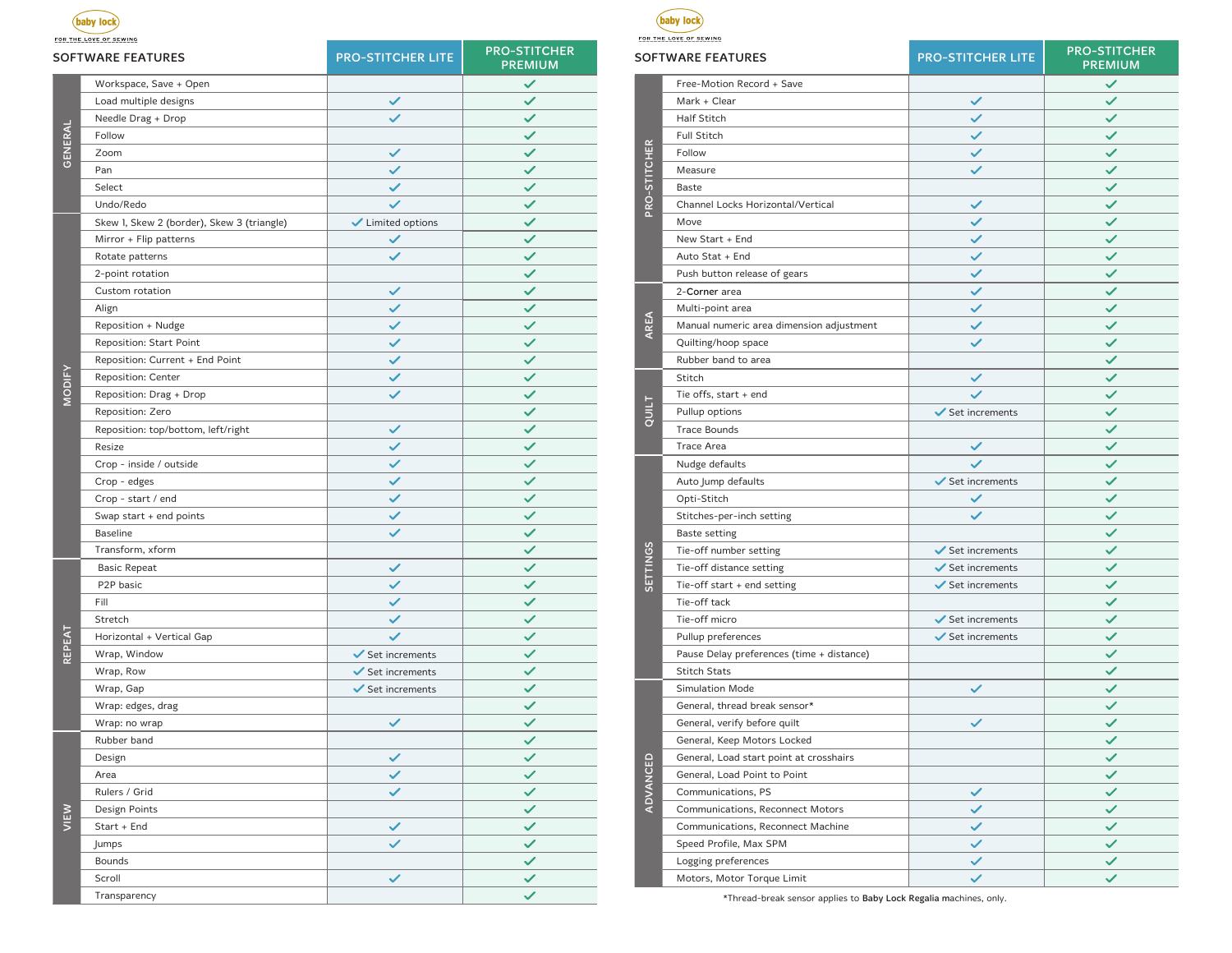baby lock
FOR THE LOVE OF SEWING

| SOFTWARE FEATURES | | PRO-STITCHER LITE | PRO-STITCHER PREMIUM |
|---|---|---|---|
| GENERAL | Workspace, Save + Open | | ✓ |
| | Load multiple designs | ✓ | ✓ |
| | Needle Drag + Drop | ✓ | ✓ |
| | Follow | | ✓ |
| | Zoom | ✓ | ✓ |
| | Pan | ✓ | ✓ |
| | Select | ✓ | ✓ |
| | Undo/Redo | ✓ | ✓ |
| MODIFY | Skew 1, Skew 2 (border), Skew 3 (triangle) | ✓ Limited options | ✓ |
| | Mirror + Flip patterns | ✓ | ✓ |
| | Rotate patterns | ✓ | ✓ |
| | 2-point rotation | | ✓ |
| | Custom rotation | ✓ | ✓ |
| | Align | ✓ | ✓ |
| | Reposition + Nudge | ✓ | ✓ |
| | Reposition: Start Point | ✓ | ✓ |
| | Reposition: Current + End Point | ✓ | ✓ |
| | Reposition: Center | ✓ | ✓ |
| | Reposition: Drag + Drop | ✓ | ✓ |
| | Reposition: Zero | | ✓ |
| | Reposition: top/bottom, left/right | ✓ | ✓ |
| | Resize | ✓ | ✓ |
| | Crop - inside / outside | ✓ | ✓ |
| | Crop - edges | ✓ | ✓ |
| | Crop - start / end | ✓ | ✓ |
| | Swap start + end points | ✓ | ✓ |
| | Baseline | ✓ | ✓ |
| | Transform, xform | | ✓ |
| REPEAT | Basic Repeat | ✓ | ✓ |
| | P2P basic | ✓ | ✓ |
| | Fill | ✓ | ✓ |
| | Stretch | ✓ | ✓ |
| | Horizontal + Vertical Gap | ✓ | ✓ |
| | Wrap, Window | ✓ Set increments | ✓ |
| | Wrap, Row | ✓ Set increments | ✓ |
| | Wrap, Gap | ✓ Set increments | ✓ |
| | Wrap: edges, drag | | ✓ |
| | Wrap: no wrap | ✓ | ✓ |
| VIEW | Rubber band | | ✓ |
| | Design | ✓ | ✓ |
| | Area | ✓ | ✓ |
| | Rulers / Grid | ✓ | ✓ |
| | Design Points | | ✓ |
| | Start + End | ✓ | ✓ |
| | Jumps | ✓ | ✓ |
| | Bounds | | ✓ |
| | Scroll | ✓ | ✓ |
| | Transparency | | ✓ |

| SOFTWARE FEATURES | | PRO-STITCHER LITE | PRO-STITCHER PREMIUM |
|---|---|---|---|
| PRO-STITCHER | Free-Motion Record + Save | | ✓ |
| | Mark + Clear | ✓ | ✓ |
| | Half Stitch | ✓ | ✓ |
| | Full Stitch | ✓ | ✓ |
| | Follow | ✓ | ✓ |
| | Measure | ✓ | ✓ |
| | Baste | | ✓ |
| | Channel Locks Horizontal/Vertical | ✓ | ✓ |
| | Move | ✓ | ✓ |
| | New Start + End | ✓ | ✓ |
| | Auto Stat + End | ✓ | ✓ |
| | Push button release of gears | ✓ | ✓ |
| AREA | 2-Corner area | ✓ | ✓ |
| | Multi-point area | ✓ | ✓ |
| | Manual numeric area dimension adjustment | ✓ | ✓ |
| | Quilting/hoop space | ✓ | ✓ |
| | Rubber band to area | | ✓ |
| QUILT | Stitch | ✓ | ✓ |
| | Tie offs, start + end | ✓ | ✓ |
| | Pullup options | ✓ Set increments | ✓ |
| | Trace Bounds | | ✓ |
| | Trace Area | ✓ | ✓ |
| SETTINGS | Nudge defaults | ✓ | ✓ |
| | Auto Jump defaults | ✓ Set increments | ✓ |
| | Opti-Stitch | ✓ | ✓ |
| | Stitches-per-inch setting | ✓ | ✓ |
| | Baste setting | | ✓ |
| | Tie-off number setting | ✓ Set increments | ✓ |
| | Tie-off distance setting | ✓ Set increments | ✓ |
| | Tie-off start + end setting | ✓ Set increments | ✓ |
| | Tie-off tack | | ✓ |
| | Tie-off micro | ✓ Set increments | ✓ |
| | Pullup preferences | ✓ Set increments | ✓ |
| | Pause Delay preferences (time + distance) | | ✓ |
| | Stitch Stats | | ✓ |
| ADVANCED | Simulation Mode | ✓ | ✓ |
| | General, thread break sensor* | | ✓ |
| | General, verify before quilt | ✓ | ✓ |
| | General, Keep Motors Locked | | ✓ |
| | General, Load start point at crosshairs | | ✓ |
| | General, Load Point to Point | | ✓ |
| | Communications, PS | ✓ | ✓ |
| | Communications, Reconnect Motors | ✓ | ✓ |
| | Communications, Reconnect Machine | ✓ | ✓ |
| | Speed Profile, Max SPM | ✓ | ✓ |
| | Logging preferences | ✓ | ✓ |
| | Motors, Motor Torque Limit | ✓ | ✓ |

*Thread-break sensor applies to Baby Lock Regalia machines, only.